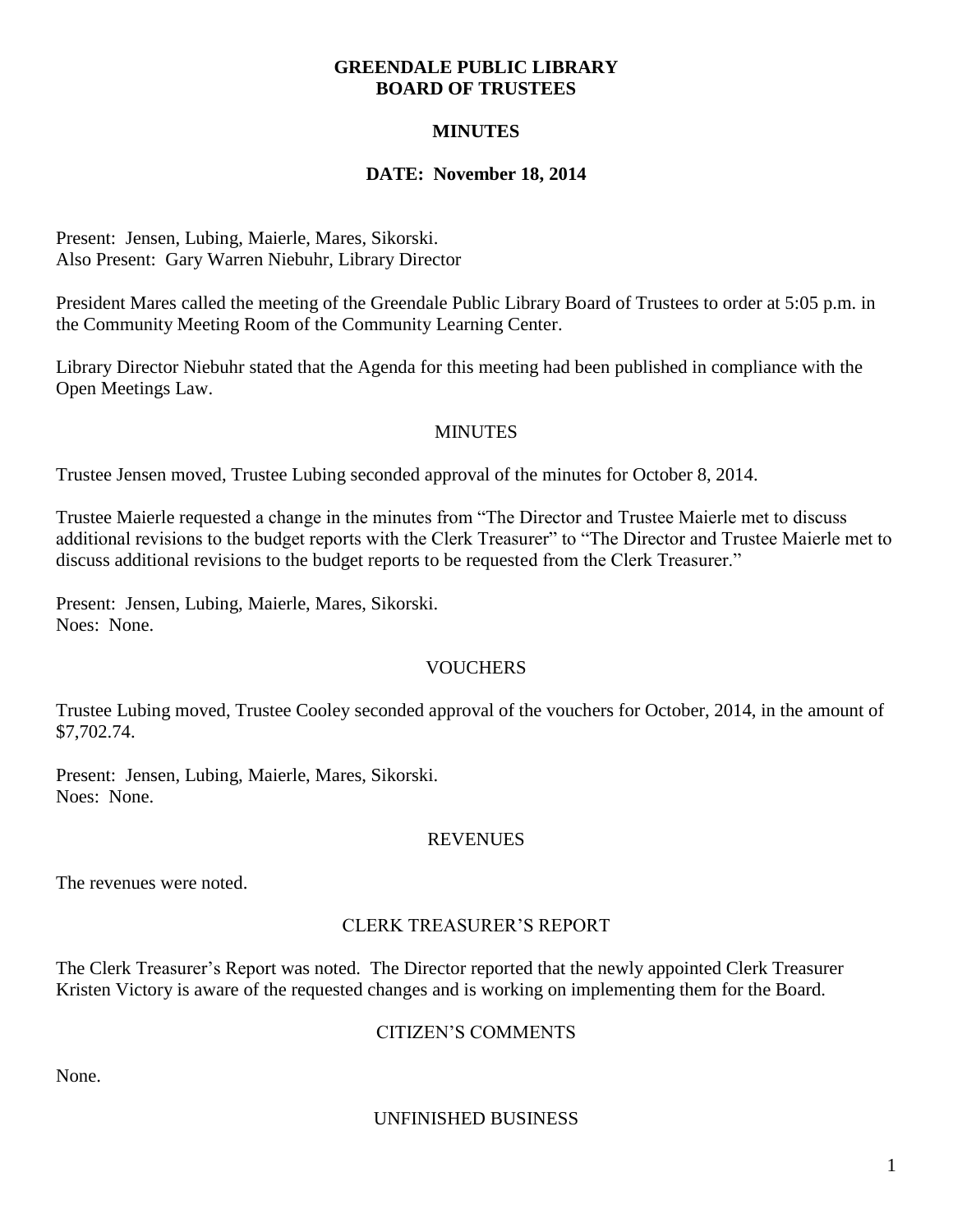**GREENDALE PUBLIC LIBRARY**
**BOARD OF TRUSTEES**

**MINUTES**

**DATE: November 18, 2014**

Present: Jensen, Lubing, Maierle, Mares, Sikorski.
Also Present: Gary Warren Niebuhr, Library Director

President Mares called the meeting of the Greendale Public Library Board of Trustees to order at 5:05 p.m. in the Community Meeting Room of the Community Learning Center.

Library Director Niebuhr stated that the Agenda for this meeting had been published in compliance with the Open Meetings Law.

MINUTES

Trustee Jensen moved, Trustee Lubing seconded approval of the minutes for October 8, 2014.

Trustee Maierle requested a change in the minutes from "The Director and Trustee Maierle met to discuss additional revisions to the budget reports with the Clerk Treasurer" to "The Director and Trustee Maierle met to discuss additional revisions to the budget reports to be requested from the Clerk Treasurer."

Present: Jensen, Lubing, Maierle, Mares, Sikorski.
Noes: None.

VOUCHERS

Trustee Lubing moved, Trustee Cooley seconded approval of the vouchers for October, 2014, in the amount of $7,702.74.

Present: Jensen, Lubing, Maierle, Mares, Sikorski.
Noes: None.

REVENUES

The revenues were noted.

CLERK TREASURER'S REPORT

The Clerk Treasurer's Report was noted. The Director reported that the newly appointed Clerk Treasurer Kristen Victory is aware of the requested changes and is working on implementing them for the Board.

CITIZEN'S COMMENTS

None.

UNFINISHED BUSINESS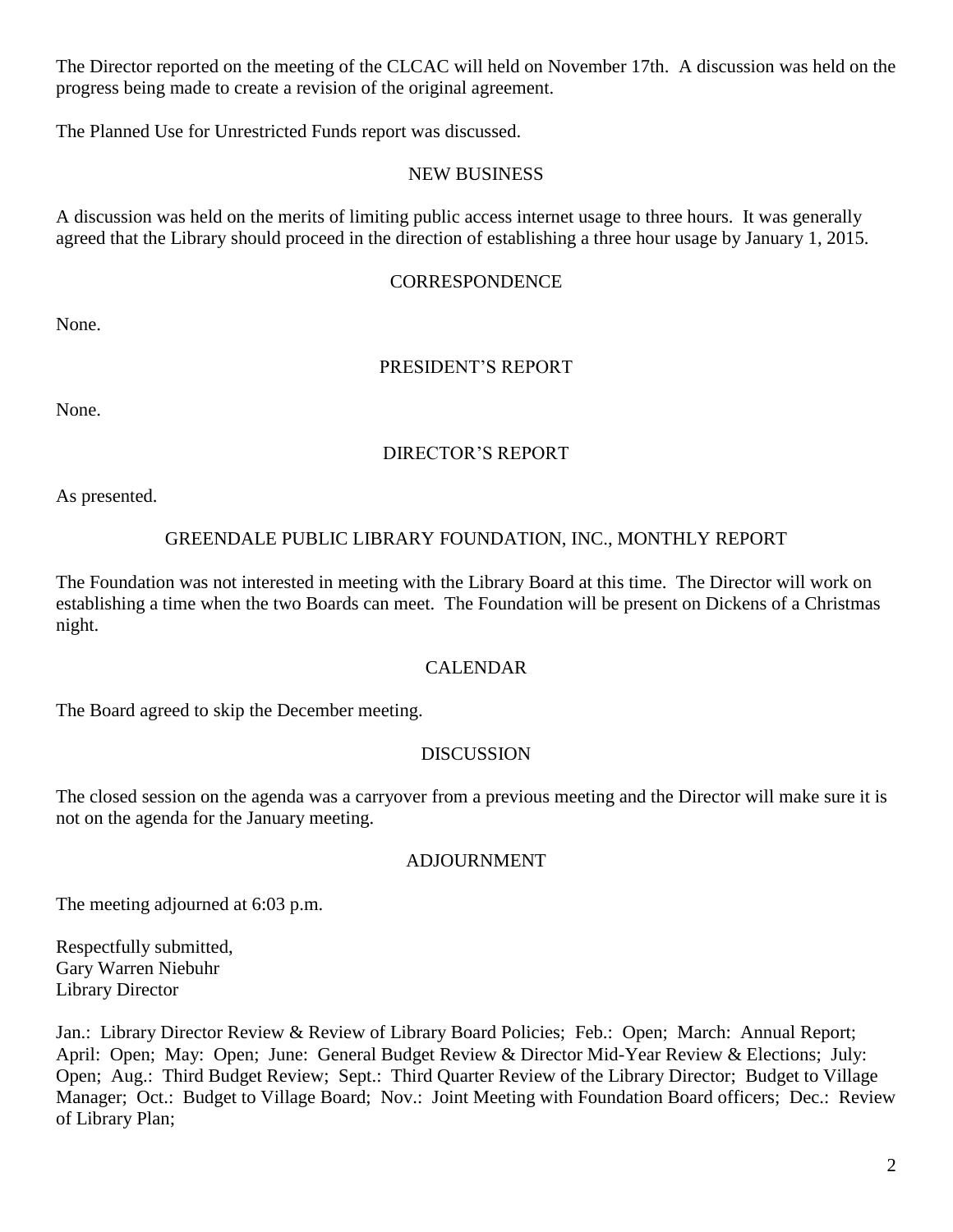The Director reported on the meeting of the CLCAC will held on November 17th. A discussion was held on the progress being made to create a revision of the original agreement.

The Planned Use for Unrestricted Funds report was discussed.

## NEW BUSINESS

A discussion was held on the merits of limiting public access internet usage to three hours. It was generally agreed that the Library should proceed in the direction of establishing a three hour usage by January 1, 2015.

## CORRESPONDENCE

None.

## PRESIDENT'S REPORT

None.

## DIRECTOR'S REPORT

As presented.

## GREENDALE PUBLIC LIBRARY FOUNDATION, INC., MONTHLY REPORT

The Foundation was not interested in meeting with the Library Board at this time. The Director will work on establishing a time when the two Boards can meet. The Foundation will be present on Dickens of a Christmas night.

## CALENDAR

The Board agreed to skip the December meeting.

## DISCUSSION

The closed session on the agenda was a carryover from a previous meeting and the Director will make sure it is not on the agenda for the January meeting.

## ADJOURNMENT

The meeting adjourned at 6:03 p.m.

Respectfully submitted,
Gary Warren Niebuhr
Library Director

Jan.: Library Director Review & Review of Library Board Policies; Feb.: Open; March: Annual Report; April: Open; May: Open; June: General Budget Review & Director Mid-Year Review & Elections; July: Open; Aug.: Third Budget Review; Sept.: Third Quarter Review of the Library Director; Budget to Village Manager; Oct.: Budget to Village Board; Nov.: Joint Meeting with Foundation Board officers; Dec.: Review of Library Plan;